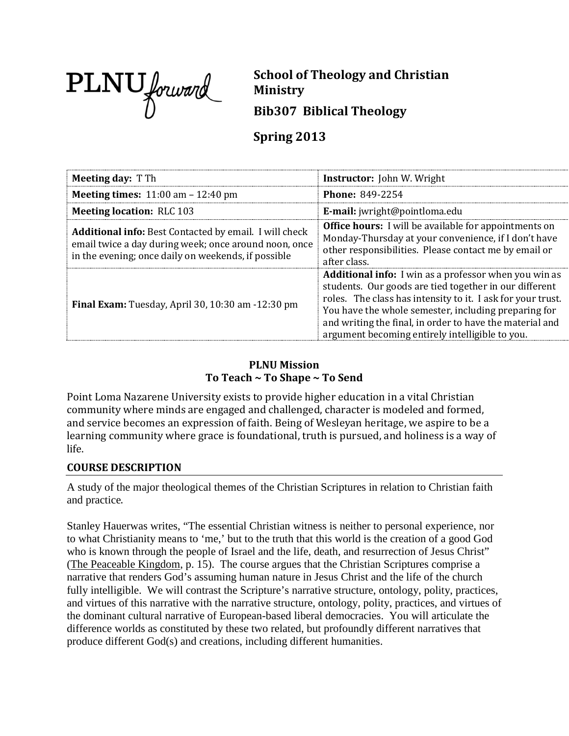PLNU forward

# School of Theology and Christian Ministry

## Bib307 Biblical Theology

## Spring 2013

| | |
|---|---|
| **Meeting day:** T Th | **Instructor:** John W. Wright |
| **Meeting times:** 11:00 am – 12:40 pm | **Phone:** 849-2254 |
| **Meeting location:** RLC 103 | **E-mail:** jwright@pointloma.edu |
| **Additional info:** Best Contacted by email. I will check email twice a day during week; once around noon, once in the evening; once daily on weekends, if possible | **Office hours:** I will be available for appointments on Monday-Thursday at your convenience, if I don't have other responsibilities. Please contact me by email or after class. |
| **Final Exam:** Tuesday, April 30, 10:30 am -12:30 pm | **Additional info:** I win as a professor when you win as students. Our goods are tied together in our different roles. The class has intensity to it. I ask for your trust. You have the whole semester, including preparing for and writing the final, in order to have the material and argument becoming entirely intelligible to you. |

**PLNU Mission**
**To Teach ~ To Shape ~ To Send**

Point Loma Nazarene University exists to provide higher education in a vital Christian community where minds are engaged and challenged, character is modeled and formed, and service becomes an expression of faith. Being of Wesleyan heritage, we aspire to be a learning community where grace is foundational, truth is pursued, and holiness is a way of life.

### COURSE DESCRIPTION

A study of the major theological themes of the Christian Scriptures in relation to Christian faith and practice.

Stanley Hauerwas writes, "The essential Christian witness is neither to personal experience, nor to what Christianity means to 'me,' but to the truth that this world is the creation of a good God who is known through the people of Israel and the life, death, and resurrection of Jesus Christ" (The Peaceable Kingdom, p. 15). The course argues that the Christian Scriptures comprise a narrative that renders God's assuming human nature in Jesus Christ and the life of the church fully intelligible. We will contrast the Scripture's narrative structure, ontology, polity, practices, and virtues of this narrative with the narrative structure, ontology, polity, practices, and virtues of the dominant cultural narrative of European-based liberal democracies. You will articulate the difference worlds as constituted by these two related, but profoundly different narratives that produce different God(s) and creations, including different humanities.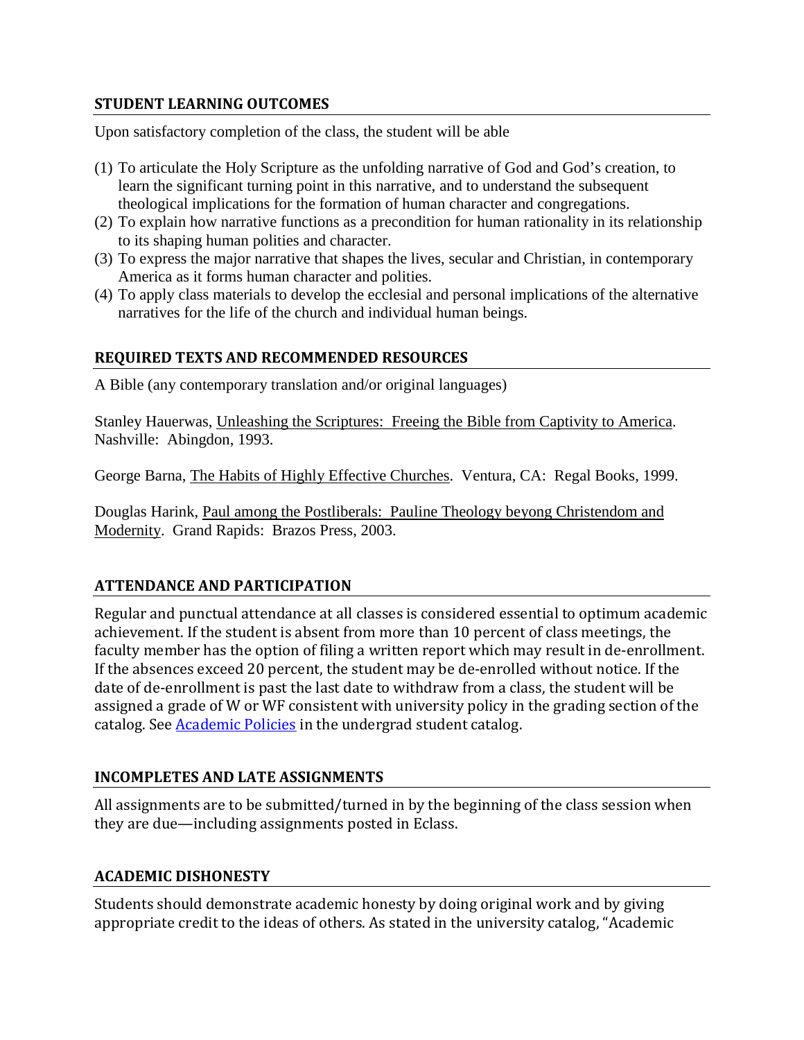## STUDENT LEARNING OUTCOMES

Upon satisfactory completion of the class, the student will be able

(1) To articulate the Holy Scripture as the unfolding narrative of God and God's creation, to learn the significant turning point in this narrative, and to understand the subsequent theological implications for the formation of human character and congregations.
(2) To explain how narrative functions as a precondition for human rationality in its relationship to its shaping human polities and character.
(3) To express the major narrative that shapes the lives, secular and Christian, in contemporary America as it forms human character and polities.
(4) To apply class materials to develop the ecclesial and personal implications of the alternative narratives for the life of the church and individual human beings.

## REQUIRED TEXTS AND RECOMMENDED RESOURCES

A Bible (any contemporary translation and/or original languages)

Stanley Hauerwas, Unleashing the Scriptures: Freeing the Bible from Captivity to America. Nashville: Abingdon, 1993.

George Barna, The Habits of Highly Effective Churches. Ventura, CA: Regal Books, 1999.

Douglas Harink, Paul among the Postliberals: Pauline Theology beyong Christendom and Modernity. Grand Rapids: Brazos Press, 2003.

## ATTENDANCE AND PARTICIPATION

Regular and punctual attendance at all classes is considered essential to optimum academic achievement. If the student is absent from more than 10 percent of class meetings, the faculty member has the option of filing a written report which may result in de-enrollment. If the absences exceed 20 percent, the student may be de-enrolled without notice. If the date of de-enrollment is past the last date to withdraw from a class, the student will be assigned a grade of W or WF consistent with university policy in the grading section of the catalog. See Academic Policies in the undergrad student catalog.

## INCOMPLETES AND LATE ASSIGNMENTS

All assignments are to be submitted/turned in by the beginning of the class session when they are due—including assignments posted in Eclass.

## ACADEMIC DISHONESTY

Students should demonstrate academic honesty by doing original work and by giving appropriate credit to the ideas of others. As stated in the university catalog, "Academic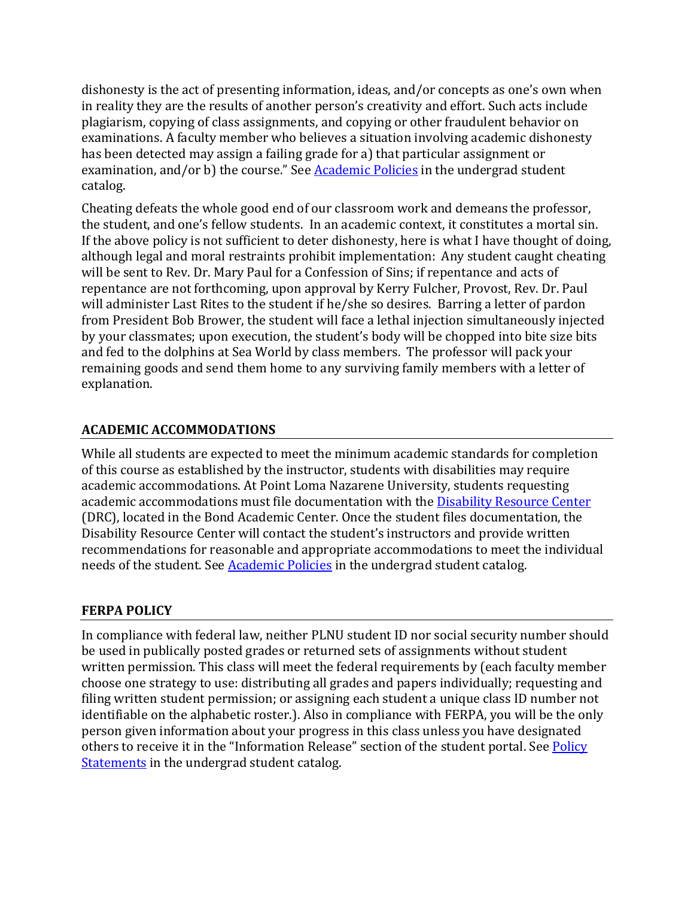dishonesty is the act of presenting information, ideas, and/or concepts as one's own when in reality they are the results of another person's creativity and effort. Such acts include plagiarism, copying of class assignments, and copying or other fraudulent behavior on examinations. A faculty member who believes a situation involving academic dishonesty has been detected may assign a failing grade for a) that particular assignment or examination, and/or b) the course." See [Academic Policies]() in the undergrad student catalog.

Cheating defeats the whole good end of our classroom work and demeans the professor, the student, and one's fellow students. In an academic context, it constitutes a mortal sin. If the above policy is not sufficient to deter dishonesty, here is what I have thought of doing, although legal and moral restraints prohibit implementation: Any student caught cheating will be sent to Rev. Dr. Mary Paul for a Confession of Sins; if repentance and acts of repentance are not forthcoming, upon approval by Kerry Fulcher, Provost, Rev. Dr. Paul will administer Last Rites to the student if he/she so desires. Barring a letter of pardon from President Bob Brower, the student will face a lethal injection simultaneously injected by your classmates; upon execution, the student's body will be chopped into bite size bits and fed to the dolphins at Sea World by class members. The professor will pack your remaining goods and send them home to any surviving family members with a letter of explanation.

## ACADEMIC ACCOMMODATIONS

While all students are expected to meet the minimum academic standards for completion of this course as established by the instructor, students with disabilities may require academic accommodations. At Point Loma Nazarene University, students requesting academic accommodations must file documentation with the [Disability Resource Center]() (DRC), located in the Bond Academic Center. Once the student files documentation, the Disability Resource Center will contact the student's instructors and provide written recommendations for reasonable and appropriate accommodations to meet the individual needs of the student. See [Academic Policies]() in the undergrad student catalog.

## FERPA POLICY

In compliance with federal law, neither PLNU student ID nor social security number should be used in publically posted grades or returned sets of assignments without student written permission. This class will meet the federal requirements by (each faculty member choose one strategy to use: distributing all grades and papers individually; requesting and filing written student permission; or assigning each student a unique class ID number not identifiable on the alphabetic roster.). Also in compliance with FERPA, you will be the only person given information about your progress in this class unless you have designated others to receive it in the "Information Release" section of the student portal. See [Policy Statements]() in the undergrad student catalog.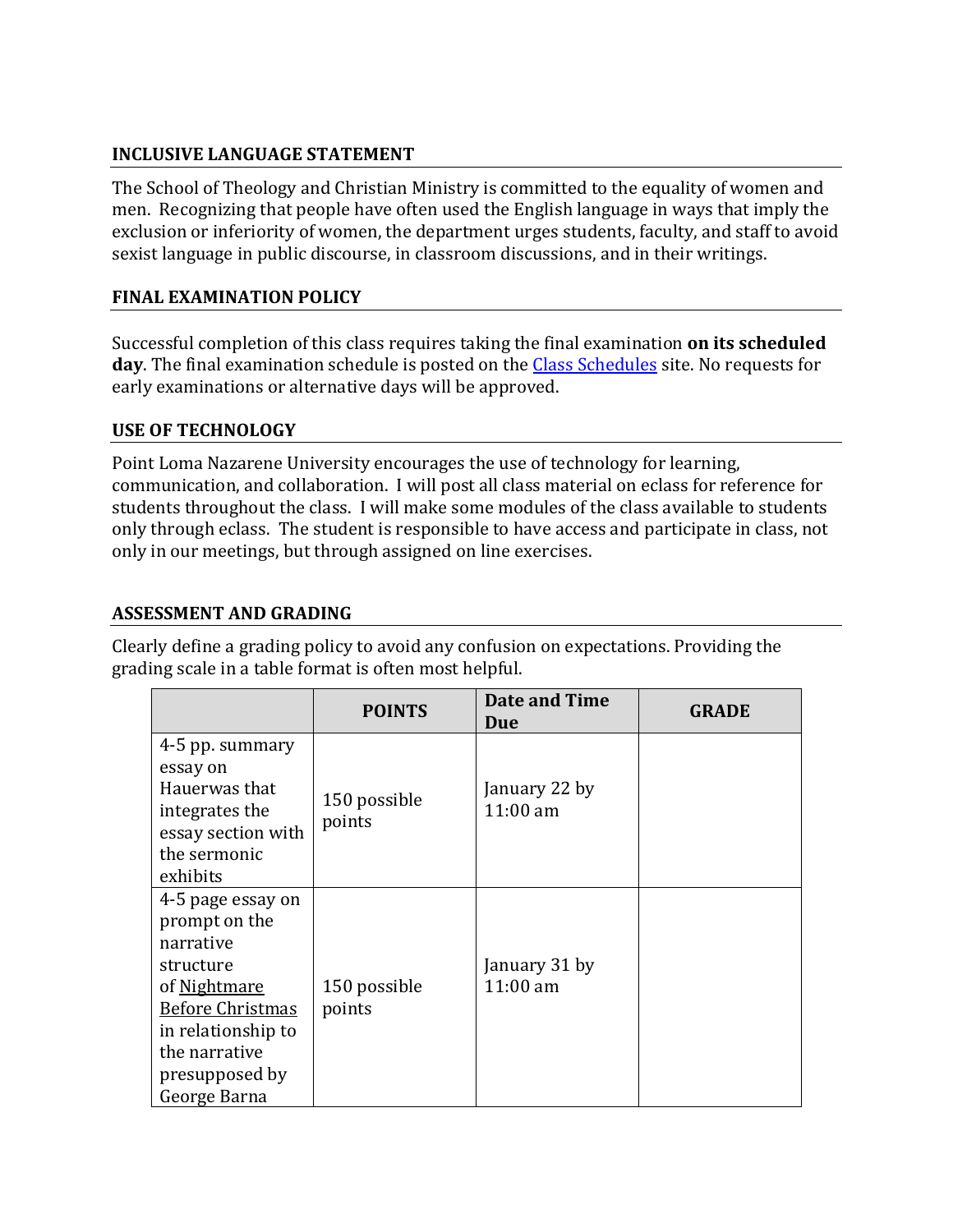### INCLUSIVE LANGUAGE STATEMENT

The School of Theology and Christian Ministry is committed to the equality of women and men. Recognizing that people have often used the English language in ways that imply the exclusion or inferiority of women, the department urges students, faculty, and staff to avoid sexist language in public discourse, in classroom discussions, and in their writings.

### FINAL EXAMINATION POLICY

Successful completion of this class requires taking the final examination **on its scheduled day**. The final examination schedule is posted on the Class Schedules site. No requests for early examinations or alternative days will be approved.

### USE OF TECHNOLOGY

Point Loma Nazarene University encourages the use of technology for learning, communication, and collaboration. I will post all class material on eclass for reference for students throughout the class. I will make some modules of the class available to students only through eclass. The student is responsible to have access and participate in class, not only in our meetings, but through assigned on line exercises.

### ASSESSMENT AND GRADING

Clearly define a grading policy to avoid any confusion on expectations. Providing the grading scale in a table format is often most helpful.

| | POINTS | Date and Time Due | GRADE |
|---|---|---|---|
| 4-5 pp. summary essay on Hauerwas that integrates the essay section with the sermonic exhibits | 150 possible points | January 22 by 11:00 am | |
| 4-5 page essay on prompt on the narrative structure of Nightmare Before Christmas in relationship to the narrative presupposed by George Barna | 150 possible points | January 31 by 11:00 am | |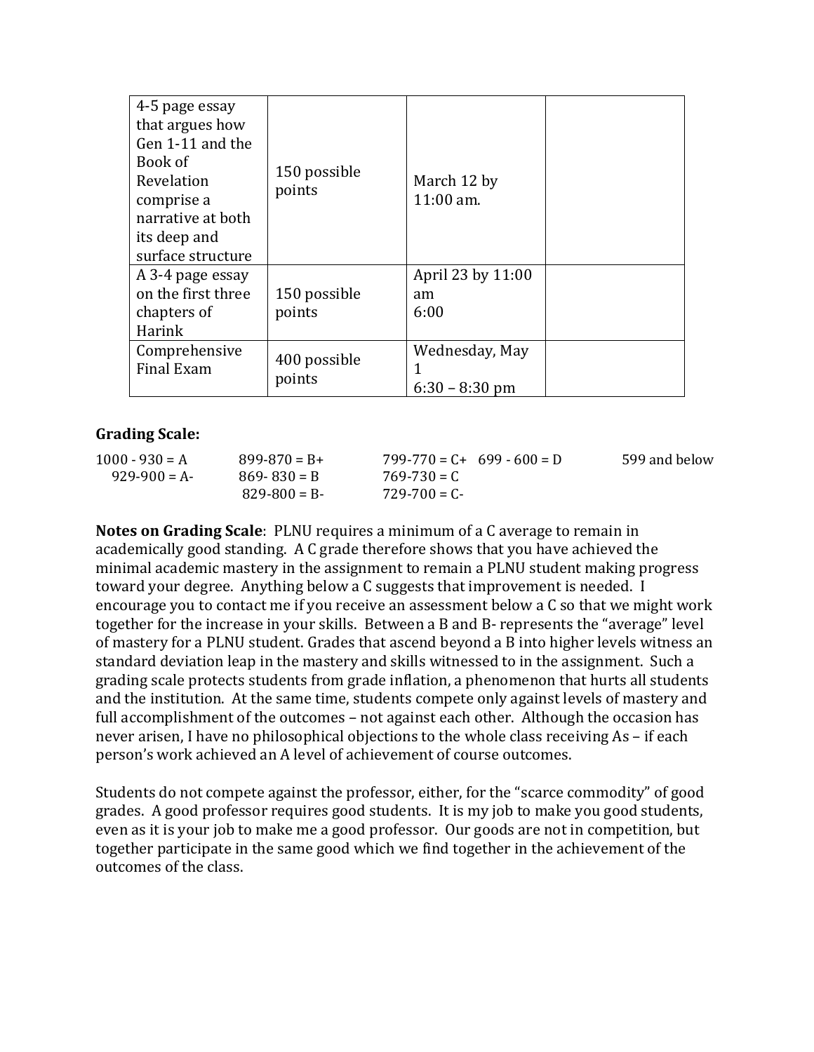| | | | |
|---|---|---|---|
| 4-5 page essay that argues how Gen 1-11 and the Book of Revelation comprise a narrative at both its deep and surface structure | 150 possible points | March 12 by 11:00 am. | |
| A 3-4 page essay on the first three chapters of Harink | 150 possible points | April 23 by 11:00 am 6:00 | |
| Comprehensive Final Exam | 400 possible points | Wednesday, May 1 6:30 – 8:30 pm | |

**Grading Scale:**

| | | | | |
|---|---|---|---|---|
| 1000 - 930 = A | 899-870 = B+ | 799-770 = C+ | 699 - 600 = D | 599 and below |
| 929-900 = A- | 869- 830 = B | 769-730 = C | | |
| | 829-800 = B- | 729-700 = C- | | |

**Notes on Grading Scale**: PLNU requires a minimum of a C average to remain in academically good standing. A C grade therefore shows that you have achieved the minimal academic mastery in the assignment to remain a PLNU student making progress toward your degree. Anything below a C suggests that improvement is needed. I encourage you to contact me if you receive an assessment below a C so that we might work together for the increase in your skills. Between a B and B- represents the "average" level of mastery for a PLNU student. Grades that ascend beyond a B into higher levels witness an standard deviation leap in the mastery and skills witnessed to in the assignment. Such a grading scale protects students from grade inflation, a phenomenon that hurts all students and the institution. At the same time, students compete only against levels of mastery and full accomplishment of the outcomes – not against each other. Although the occasion has never arisen, I have no philosophical objections to the whole class receiving As – if each person's work achieved an A level of achievement of course outcomes.

Students do not compete against the professor, either, for the "scarce commodity" of good grades. A good professor requires good students. It is my job to make you good students, even as it is your job to make me a good professor. Our goods are not in competition, but together participate in the same good which we find together in the achievement of the outcomes of the class.